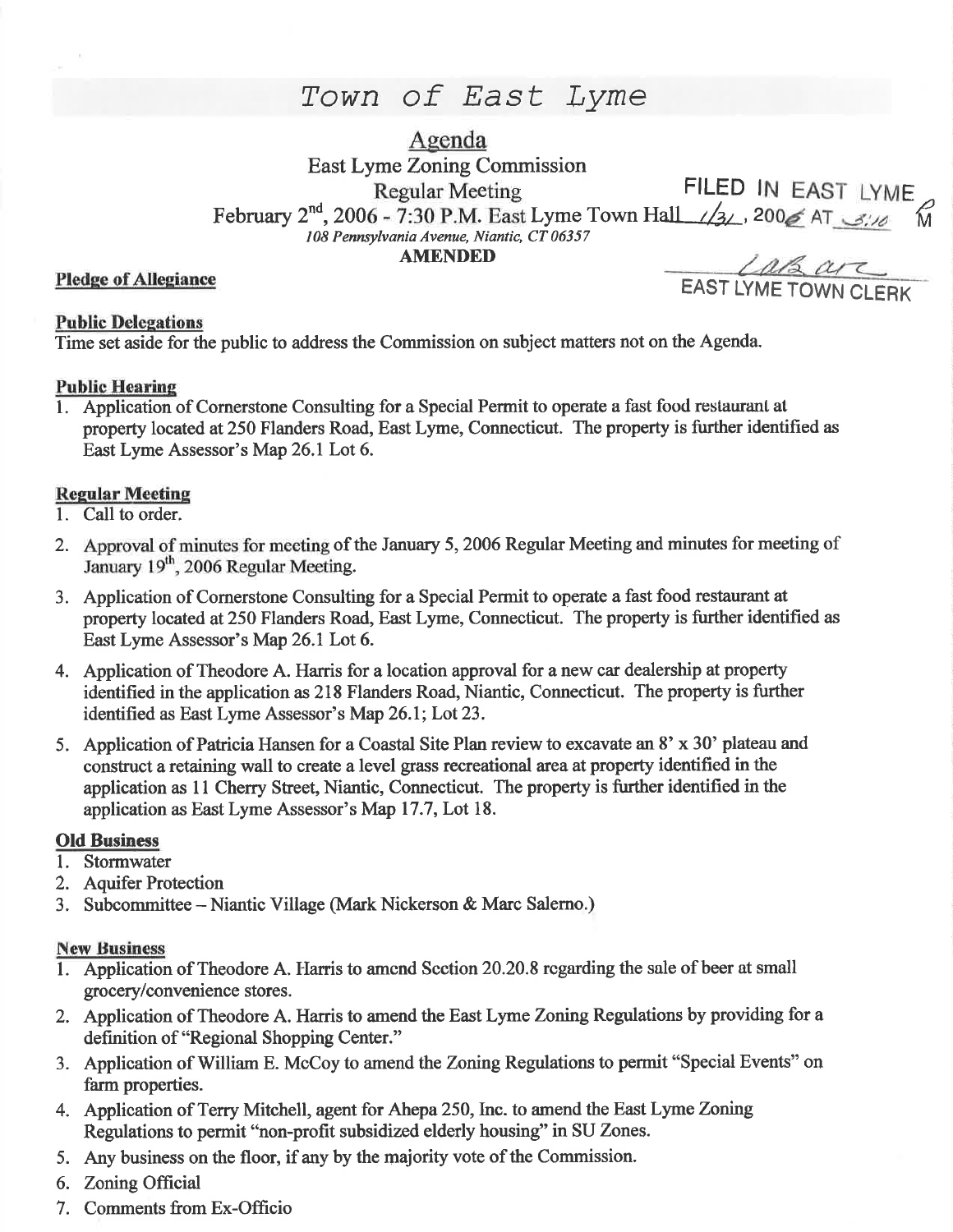# Town of East Lyme

## Agenda

East Lyme Zoning Commission

Regular Meeting

February 2nd, 2006 - 7:30 P.M. East Lyme Town Hall

*108 Pennsylvania Avenue, Niantic, CT 06357*

**AMENDED**

FILED IN EAST LYME 1/31, 2006 AT 3:10 PM

EAST LYME TOWN CLERK

**Pledge of Allegiance**

**Public Delegations**

Time set aside for the public to address the Commission on subject matters not on the Agenda.

**Public Hearing**

1. Application of Cornerstone Consulting for a Special Permit to operate a fast food restaurant at property located at 250 Flanders Road, East Lyme, Connecticut. The property is further identified as East Lyme Assessor's Map 26.1 Lot 6.

**Regular Meeting**

1. Call to order.
2. Approval of minutes for meeting of the January 5, 2006 Regular Meeting and minutes for meeting of January 19th, 2006 Regular Meeting.
3. Application of Cornerstone Consulting for a Special Permit to operate a fast food restaurant at property located at 250 Flanders Road, East Lyme, Connecticut. The property is further identified as East Lyme Assessor's Map 26.1 Lot 6.
4. Application of Theodore A. Harris for a location approval for a new car dealership at property identified in the application as 218 Flanders Road, Niantic, Connecticut. The property is further identified as East Lyme Assessor's Map 26.1; Lot 23.
5. Application of Patricia Hansen for a Coastal Site Plan review to excavate an 8' x 30' plateau and construct a retaining wall to create a level grass recreational area at property identified in the application as 11 Cherry Street, Niantic, Connecticut. The property is further identified in the application as East Lyme Assessor's Map 17.7, Lot 18.

**Old Business**

1. Stormwater
2. Aquifer Protection
3. Subcommittee – Niantic Village (Mark Nickerson & Marc Salerno.)

**New Business**

1. Application of Theodore A. Harris to amend Section 20.20.8 regarding the sale of beer at small grocery/convenience stores.
2. Application of Theodore A. Harris to amend the East Lyme Zoning Regulations by providing for a definition of "Regional Shopping Center."
3. Application of William E. McCoy to amend the Zoning Regulations to permit "Special Events" on farm properties.
4. Application of Terry Mitchell, agent for Ahepa 250, Inc. to amend the East Lyme Zoning Regulations to permit "non-profit subsidized elderly housing" in SU Zones.
5. Any business on the floor, if any by the majority vote of the Commission.
6. Zoning Official
7. Comments from Ex-Officio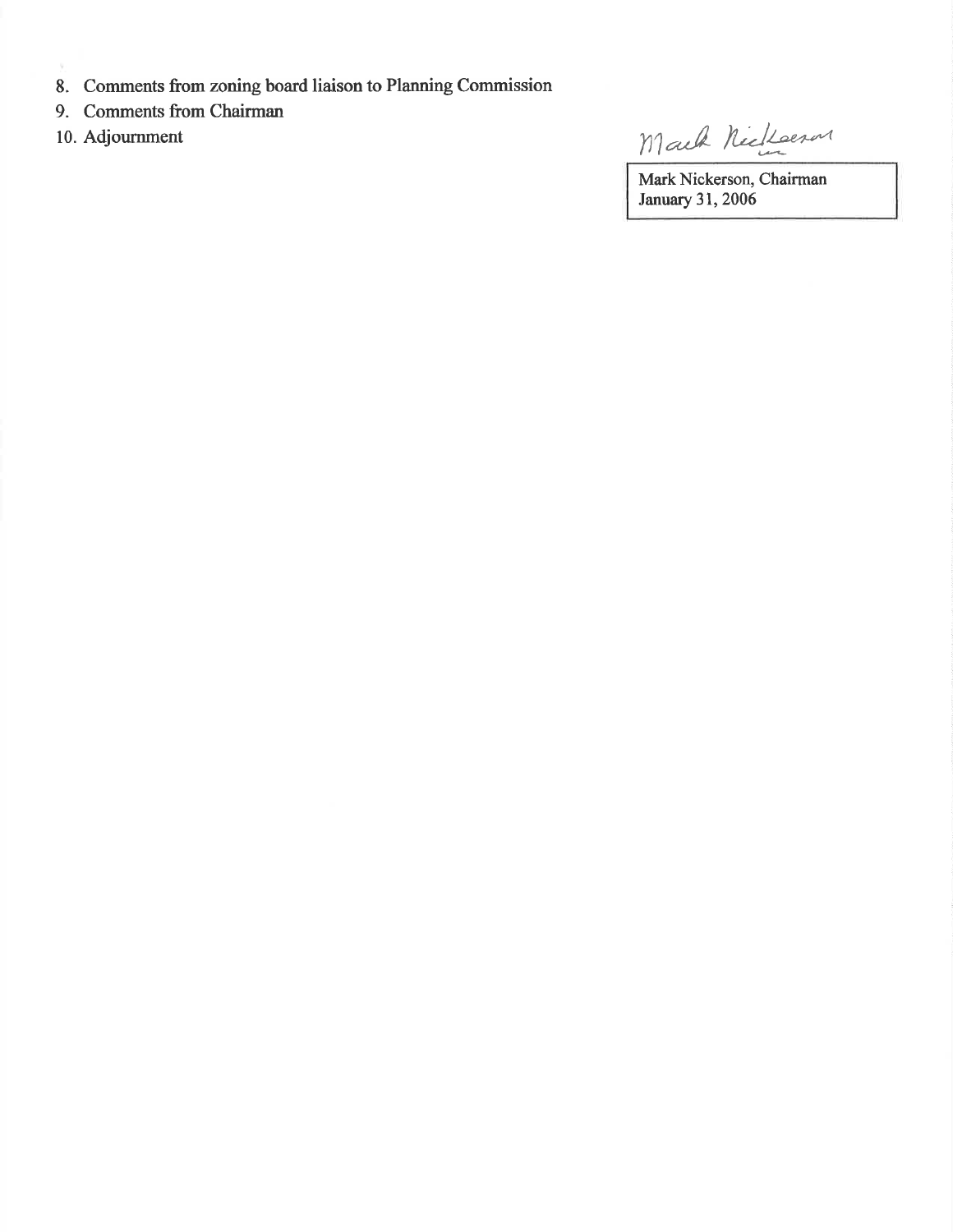8. Comments from zoning board liaison to Planning Commission
9. Comments from Chairman
10. Adjournment

Mark Nickerson

Mark Nickerson, Chairman
January 31, 2006